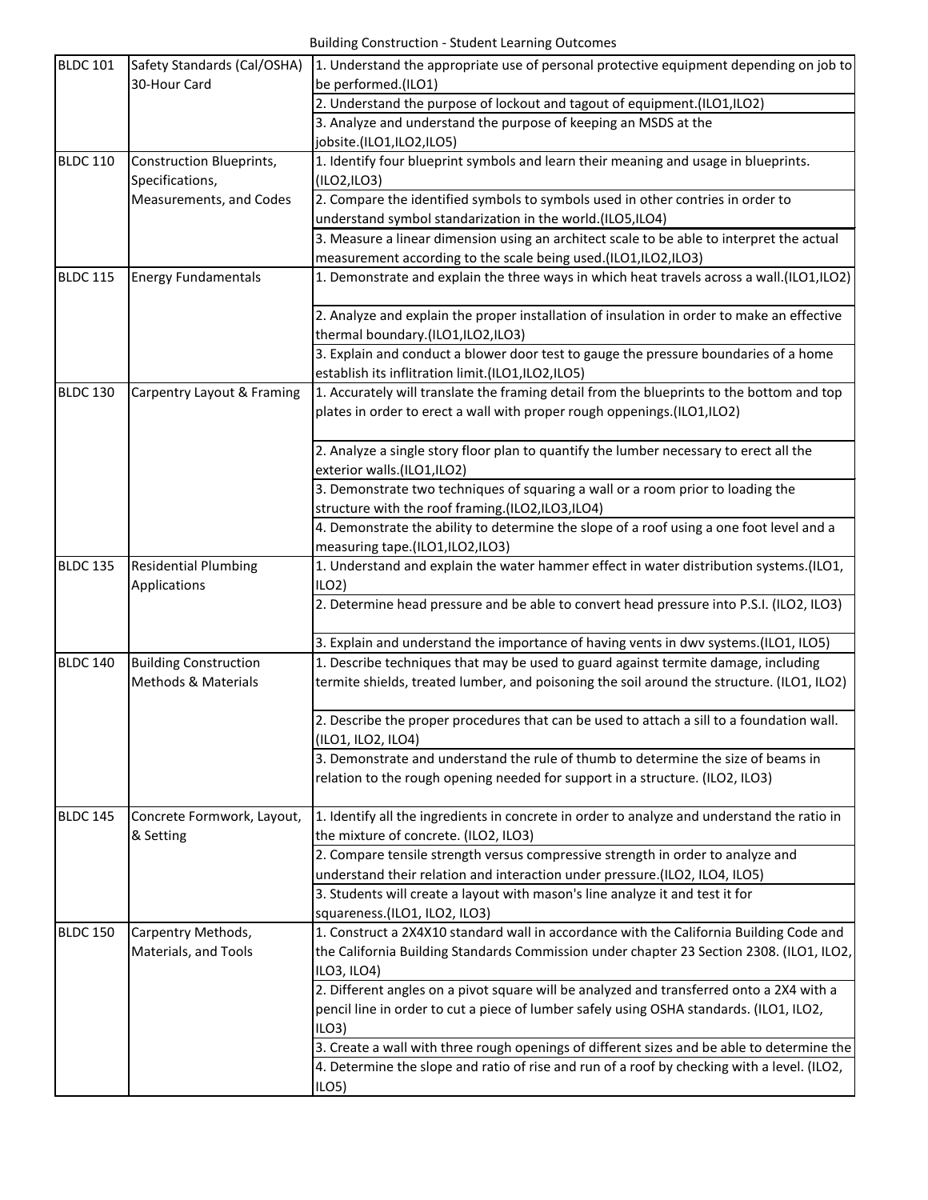# Building Construction - Student Learning Outcomes

| Course | Title | Student Learning Outcomes |
| --- | --- | --- |
| BLDC 101 | Safety Standards (Cal/OSHA) 30-Hour Card | 1. Understand the appropriate use of personal protective equipment depending on job to be performed.(ILO1) |
| | | 2. Understand the purpose of lockout and tagout of equipment.(ILO1,ILO2) |
| | | 3. Analyze and understand the purpose of keeping an MSDS at the jobsite.(ILO1,ILO2,ILO5) |
| BLDC 110 | Construction Blueprints, Specifications, Measurements, and Codes | 1. Identify four blueprint symbols and learn their meaning and usage in blueprints.(ILO2,ILO3) |
| | | 2. Compare the identified symbols to symbols used in other contries in order to understand symbol standarization in the world.(ILO5,ILO4) |
| | | 3. Measure a linear dimension using an architect scale to be able to interpret the actual measurement according to the scale being used.(ILO1,ILO2,ILO3) |
| BLDC 115 | Energy Fundamentals | 1. Demonstrate and explain the three ways in which heat travels across a wall.(ILO1,ILO2) |
| | | 2. Analyze and explain the proper installation of insulation in order to make an effective thermal boundary.(ILO1,ILO2,ILO3) |
| | | 3. Explain and conduct a blower door test to gauge the pressure boundaries of a home establish its infiltration limit.(ILO1,ILO2,ILO5) |
| BLDC 130 | Carpentry Layout & Framing | 1. Accurately will translate the framing detail from the blueprints to the bottom and top plates in order to erect a wall with proper rough oppenings.(ILO1,ILO2) |
| | | 2. Analyze a single story floor plan to quantify the lumber necessary to erect all the exterior walls.(ILO1,ILO2) |
| | | 3. Demonstrate two techniques of squaring a wall or a room prior to loading the structure with the roof framing.(ILO2,ILO3,ILO4) |
| | | 4. Demonstrate the ability to determine the slope of a roof using a one foot level and a measuring tape.(ILO1,ILO2,ILO3) |
| BLDC 135 | Residential Plumbing Applications | 1. Understand and explain the water hammer effect in water distribution systems.(ILO1, ILO2) |
| | | 2. Determine head pressure and be able to convert head pressure into P.S.I. (ILO2, ILO3) |
| | | 3. Explain and understand the importance of having vents in dwv systems.(ILO1, ILO5) |
| BLDC 140 | Building Construction Methods & Materials | 1. Describe techniques that may be used to guard against termite damage, including termite shields, treated lumber, and poisoning the soil around the structure. (ILO1, ILO2) |
| | | 2. Describe the proper procedures that can be used to attach a sill to a foundation wall. (ILO1, ILO2, ILO4) |
| | | 3. Demonstrate and understand the rule of thumb to determine the size of beams in relation to the rough opening needed for support in a structure. (ILO2, ILO3) |
| BLDC 145 | Concrete Formwork, Layout, & Setting | 1. Identify all the ingredients in concrete in order to analyze and understand the ratio in the mixture of concrete. (ILO2, ILO3) |
| | | 2. Compare tensile strength versus compressive strength in order to analyze and understand their relation and interaction under pressure.(ILO2, ILO4, ILO5) |
| | | 3. Students will create a layout with mason's line analyze it and test it for squareness.(ILO1, ILO2, ILO3) |
| BLDC 150 | Carpentry Methods, Materials, and Tools | 1. Construct a 2X4X10 standard wall in accordance with the California Building Code and the California Building Standards Commission under chapter 23 Section 2308. (ILO1, ILO2, ILO3, ILO4) |
| | | 2. Different angles on a pivot square will be analyzed and transferred onto a 2X4 with a pencil line in order to cut a piece of lumber safely using OSHA standards. (ILO1, ILO2, ILO3) |
| | | 3. Create a wall with three rough openings of different sizes and be able to determine the |
| | | 4. Determine the slope and ratio of rise and run of a roof by checking with a level. (ILO2, ILO5) |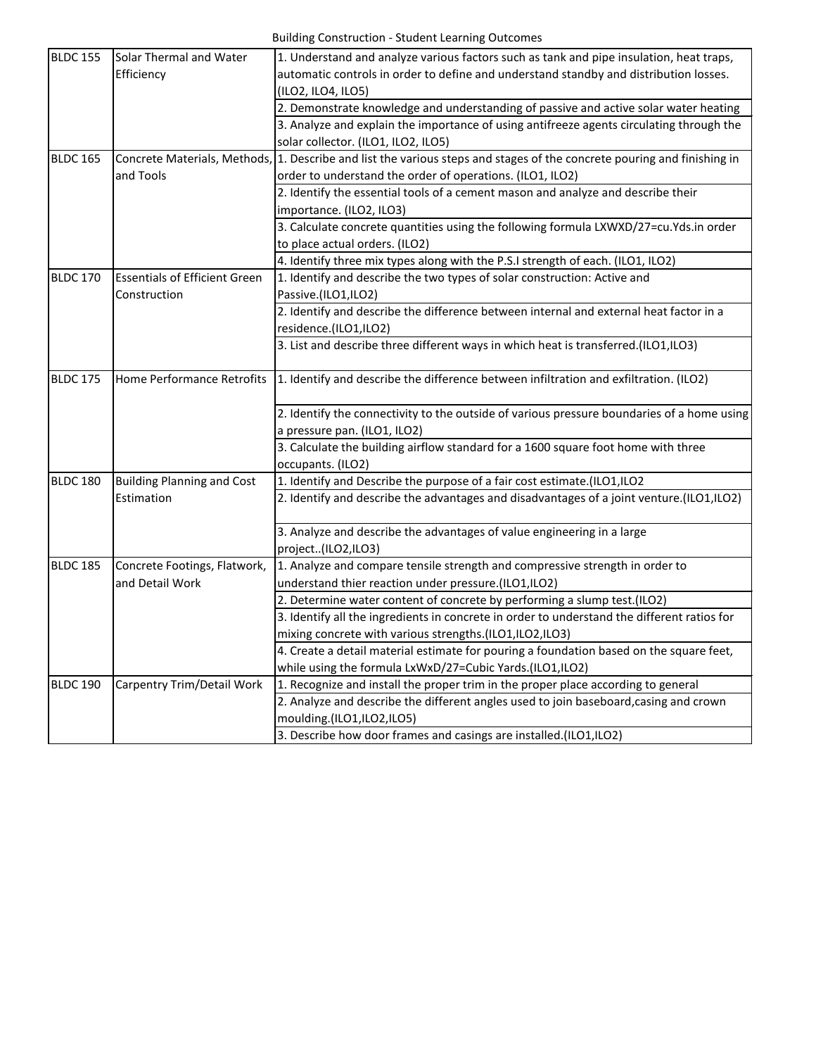Building Construction - Student Learning Outcomes

| | | |
|---|---|---|
| BLDC 155 | Solar Thermal and Water Efficiency | 1. Understand and analyze various factors such as tank and pipe insulation, heat traps, automatic controls in order to define and understand standby and distribution losses. (ILO2, ILO4, ILO5) |
| | | 2. Demonstrate knowledge and understanding of passive and active solar water heating |
| | | 3. Analyze and explain the importance of using antifreeze agents circulating through the solar collector. (ILO1, ILO2, ILO5) |
| BLDC 165 | Concrete Materials, Methods, and Tools | 1. Describe and list the various steps and stages of the concrete pouring and finishing in order to understand the order of operations. (ILO1, ILO2) |
| | | 2. Identify the essential tools of a cement mason and analyze and describe their importance. (ILO2, ILO3) |
| | | 3. Calculate concrete quantities using the following formula LXWXD/27=cu.Yds.in order to place actual orders. (ILO2) |
| | | 4. Identify three mix types along with the P.S.I strength of each. (ILO1, ILO2) |
| BLDC 170 | Essentials of Efficient Green Construction | 1. Identify and describe the two types of solar construction: Active and Passive.(ILO1,ILO2) |
| | | 2. Identify and describe the difference between internal and external heat factor in a residence.(ILO1,ILO2) |
| | | 3. List and describe three different ways in which heat is transferred.(ILO1,ILO3) |
| BLDC 175 | Home Performance Retrofits | 1. Identify and describe the difference between infiltration and exfiltration. (ILO2) |
| | | 2. Identify the connectivity to the outside of various pressure boundaries of a home using a pressure pan. (ILO1, ILO2) |
| | | 3. Calculate the building airflow standard for a 1600 square foot home with three occupants. (ILO2) |
| BLDC 180 | Building Planning and Cost Estimation | 1. Identify and Describe the purpose of a fair cost estimate.(ILO1,ILO2 |
| | | 2. Identify and describe the advantages and disadvantages of a joint venture.(ILO1,ILO2) |
| | | 3. Analyze and describe the advantages of value engineering in a large project..(ILO2,ILO3) |
| BLDC 185 | Concrete Footings, Flatwork, and Detail Work | 1. Analyze and compare tensile strength and compressive strength in order to understand thier reaction under pressure.(ILO1,ILO2) |
| | | 2. Determine water content of concrete by performing a slump test.(ILO2) |
| | | 3. Identify all the ingredients in concrete in order to understand the different ratios for mixing concrete with various strengths.(ILO1,ILO2,ILO3) |
| | | 4. Create a detail material estimate for pouring a foundation based on the square feet, while using the formula LxWxD/27=Cubic Yards.(ILO1,ILO2) |
| BLDC 190 | Carpentry Trim/Detail Work | 1. Recognize and install the proper trim in the proper place according to general |
| | | 2. Analyze and describe the different angles used to join baseboard,casing and crown moulding.(ILO1,ILO2,ILO5) |
| | | 3. Describe how door frames and casings are installed.(ILO1,ILO2) |